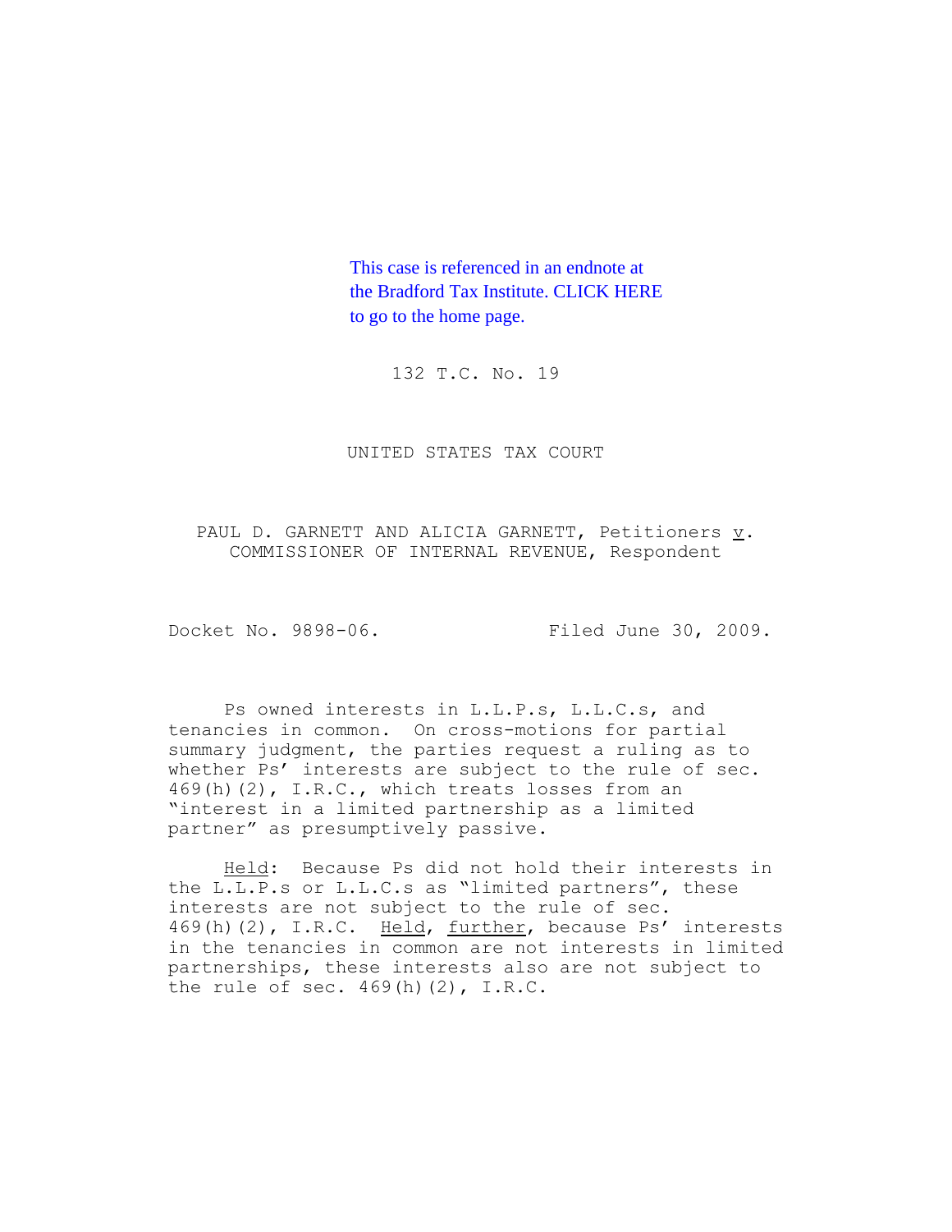This case is referenced in an endnote at the Bradford Tax Institute. CLICK HERE to go to the home page.

132 T.C. No. 19

UNITED STATES TAX COURT

PAUL D. GARNETT AND ALICIA GARNETT, Petitioners v. COMMISSIONER OF INTERNAL REVENUE, Respondent

Docket No. 9898-06. Filed June 30, 2009.

Ps owned interests in L.L.P.s, L.L.C.s, and tenancies in common. On cross-motions for partial summary judgment, the parties request a ruling as to whether Ps' interests are subject to the rule of sec. 469(h)(2), I.R.C., which treats losses from an "interest in a limited partnership as a limited partner" as presumptively passive.

Held: Because Ps did not hold their interests in the L.L.P.s or L.L.C.s as "limited partners", these interests are not subject to the rule of sec. 469(h)(2), I.R.C. Held, further, because Ps' interests in the tenancies in common are not interests in limited partnerships, these interests also are not subject to the rule of sec. 469(h)(2), I.R.C.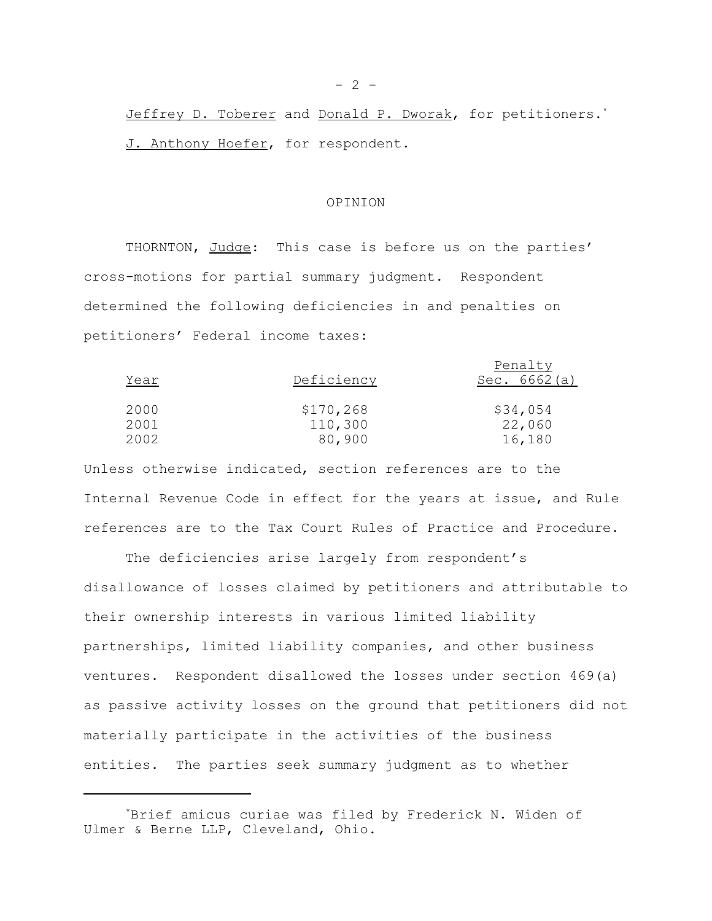Jeffrey D. Toberer and Donald P. Dworak, for petitioners.*

J. Anthony Hoefer, for respondent.

OPINION

THORNTON, Judge: This case is before us on the parties' cross-motions for partial summary judgment. Respondent determined the following deficiencies in and penalties on petitioners' Federal income taxes:

| Year | Deficiency | Penalty Sec. 6662(a) |
|---|---|---|
| 2000 | $170,268 | $34,054 |
| 2001 | 110,300 | 22,060 |
| 2002 | 80,900 | 16,180 |

Unless otherwise indicated, section references are to the Internal Revenue Code in effect for the years at issue, and Rule references are to the Tax Court Rules of Practice and Procedure.

The deficiencies arise largely from respondent's disallowance of losses claimed by petitioners and attributable to their ownership interests in various limited liability partnerships, limited liability companies, and other business ventures. Respondent disallowed the losses under section 469(a) as passive activity losses on the ground that petitioners did not materially participate in the activities of the business entities. The parties seek summary judgment as to whether

---

*Brief amicus curiae was filed by Frederick N. Widen of Ulmer & Berne LLP, Cleveland, Ohio.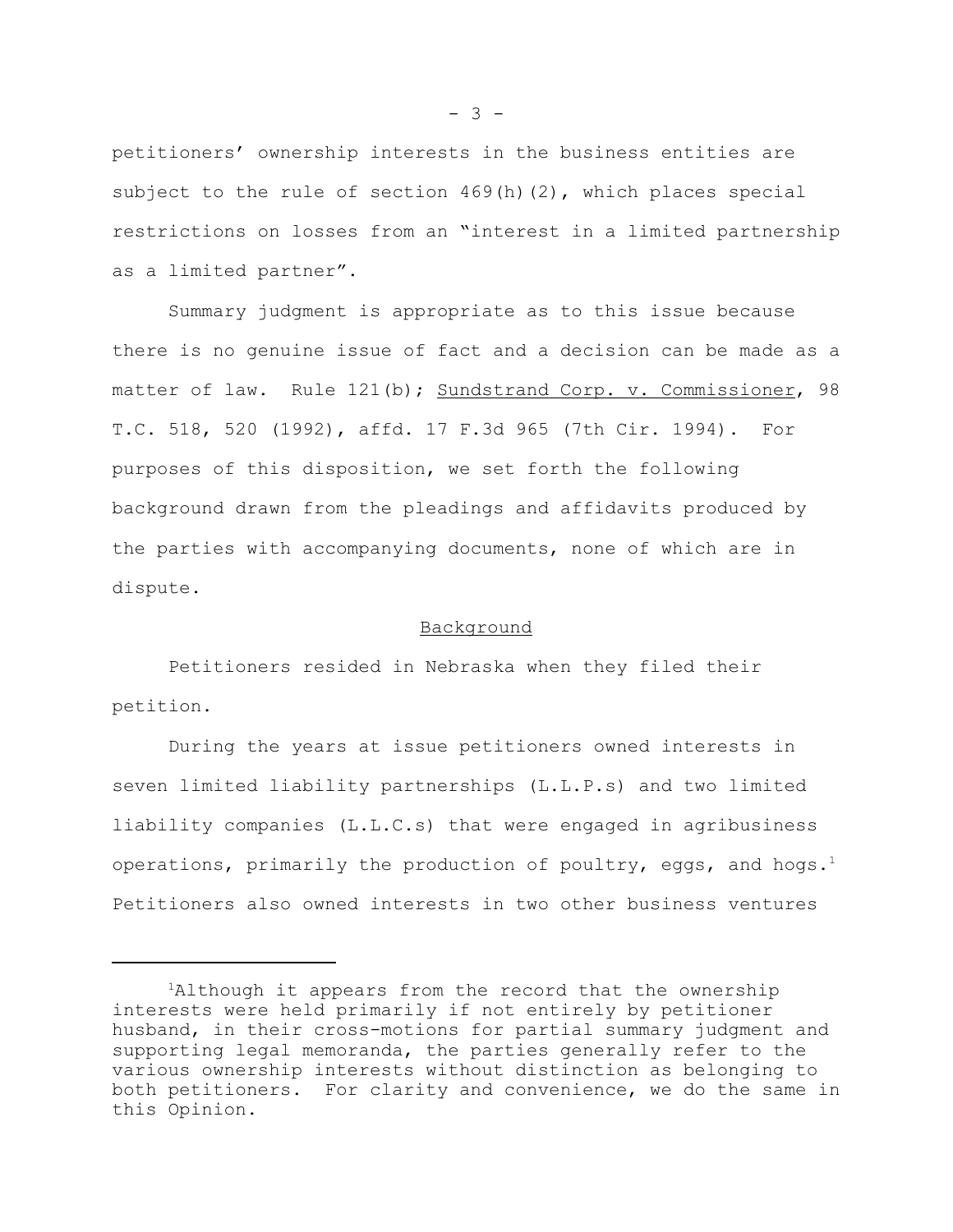petitioners' ownership interests in the business entities are subject to the rule of section 469(h)(2), which places special restrictions on losses from an "interest in a limited partnership as a limited partner".

Summary judgment is appropriate as to this issue because there is no genuine issue of fact and a decision can be made as a matter of law. Rule 121(b); Sundstrand Corp. v. Commissioner, 98 T.C. 518, 520 (1992), affd. 17 F.3d 965 (7th Cir. 1994). For purposes of this disposition, we set forth the following background drawn from the pleadings and affidavits produced by the parties with accompanying documents, none of which are in dispute.

## Background

Petitioners resided in Nebraska when they filed their petition.

During the years at issue petitioners owned interests in seven limited liability partnerships (L.L.P.s) and two limited liability companies (L.L.C.s) that were engaged in agribusiness operations, primarily the production of poultry, eggs, and hogs.[1] Petitioners also owned interests in two other business ventures

[1] Although it appears from the record that the ownership interests were held primarily if not entirely by petitioner husband, in their cross-motions for partial summary judgment and supporting legal memoranda, the parties generally refer to the various ownership interests without distinction as belonging to both petitioners. For clarity and convenience, we do the same in this Opinion.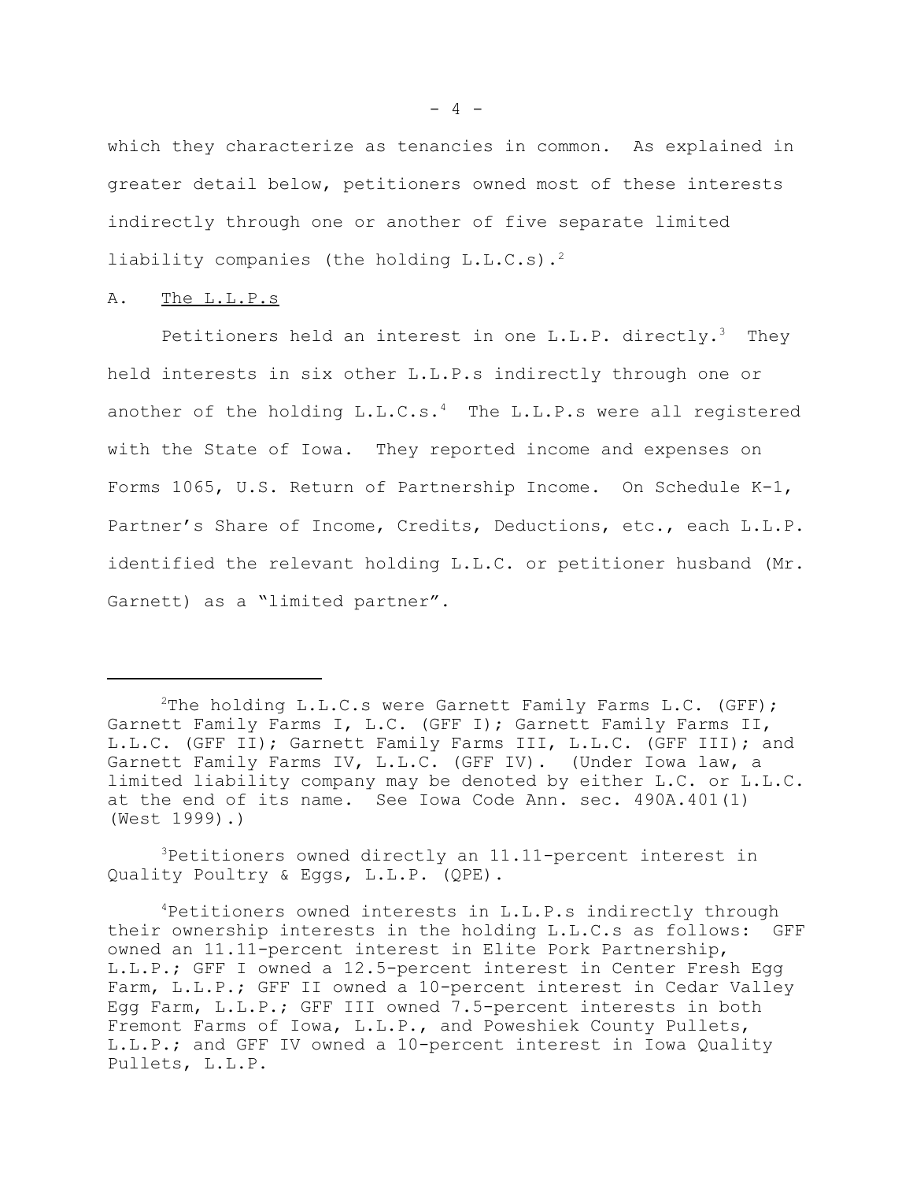which they characterize as tenancies in common. As explained in greater detail below, petitioners owned most of these interests indirectly through one or another of five separate limited liability companies (the holding L.L.C.s).[2]

A. <u>The L.L.P.s</u>

Petitioners held an interest in one L.L.P. directly.[3] They held interests in six other L.L.P.s indirectly through one or another of the holding L.L.C.s.[4] The L.L.P.s were all registered with the State of Iowa. They reported income and expenses on Forms 1065, U.S. Return of Partnership Income. On Schedule K-1, Partner's Share of Income, Credits, Deductions, etc., each L.L.P. identified the relevant holding L.L.C. or petitioner husband (Mr. Garnett) as a "limited partner".

---

[2]The holding L.L.C.s were Garnett Family Farms L.C. (GFF); Garnett Family Farms I, L.C. (GFF I); Garnett Family Farms II, L.L.C. (GFF II); Garnett Family Farms III, L.L.C. (GFF III); and Garnett Family Farms IV, L.L.C. (GFF IV). (Under Iowa law, a limited liability company may be denoted by either L.C. or L.L.C. at the end of its name. See Iowa Code Ann. sec. 490A.401(1) (West 1999).)

[3]Petitioners owned directly an 11.11-percent interest in Quality Poultry & Eggs, L.L.P. (QPE).

[4]Petitioners owned interests in L.L.P.s indirectly through their ownership interests in the holding L.L.C.s as follows: GFF owned an 11.11-percent interest in Elite Pork Partnership, L.L.P.; GFF I owned a 12.5-percent interest in Center Fresh Egg Farm, L.L.P.; GFF II owned a 10-percent interest in Cedar Valley Egg Farm, L.L.P.; GFF III owned 7.5-percent interests in both Fremont Farms of Iowa, L.L.P., and Poweshiek County Pullets, L.L.P.; and GFF IV owned a 10-percent interest in Iowa Quality Pullets, L.L.P.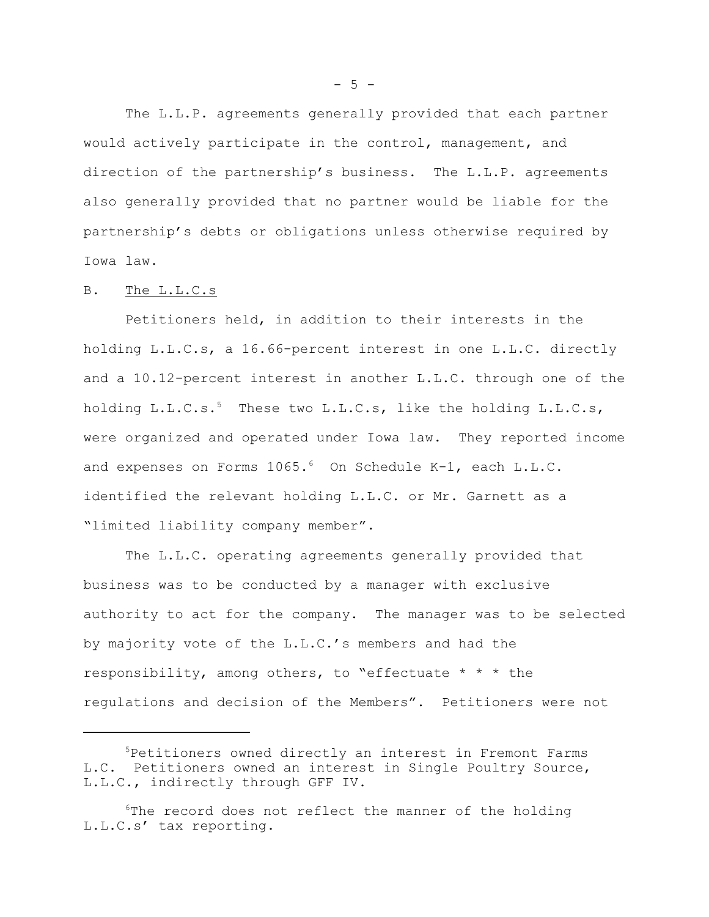The L.L.P. agreements generally provided that each partner would actively participate in the control, management, and direction of the partnership's business. The L.L.P. agreements also generally provided that no partner would be liable for the partnership's debts or obligations unless otherwise required by Iowa law.

B. <u>The L.L.C.s</u>

Petitioners held, in addition to their interests in the holding L.L.C.s, a 16.66-percent interest in one L.L.C. directly and a 10.12-percent interest in another L.L.C. through one of the holding L.L.C.s.[5] These two L.L.C.s, like the holding L.L.C.s, were organized and operated under Iowa law. They reported income and expenses on Forms 1065.[6] On Schedule K-1, each L.L.C. identified the relevant holding L.L.C. or Mr. Garnett as a "limited liability company member".

The L.L.C. operating agreements generally provided that business was to be conducted by a manager with exclusive authority to act for the company. The manager was to be selected by majority vote of the L.L.C.'s members and had the responsibility, among others, to "effectuate * * * the regulations and decision of the Members". Petitioners were not

---

[5]Petitioners owned directly an interest in Fremont Farms L.C. Petitioners owned an interest in Single Poultry Source, L.L.C., indirectly through GFF IV.

[6]The record does not reflect the manner of the holding L.L.C.s' tax reporting.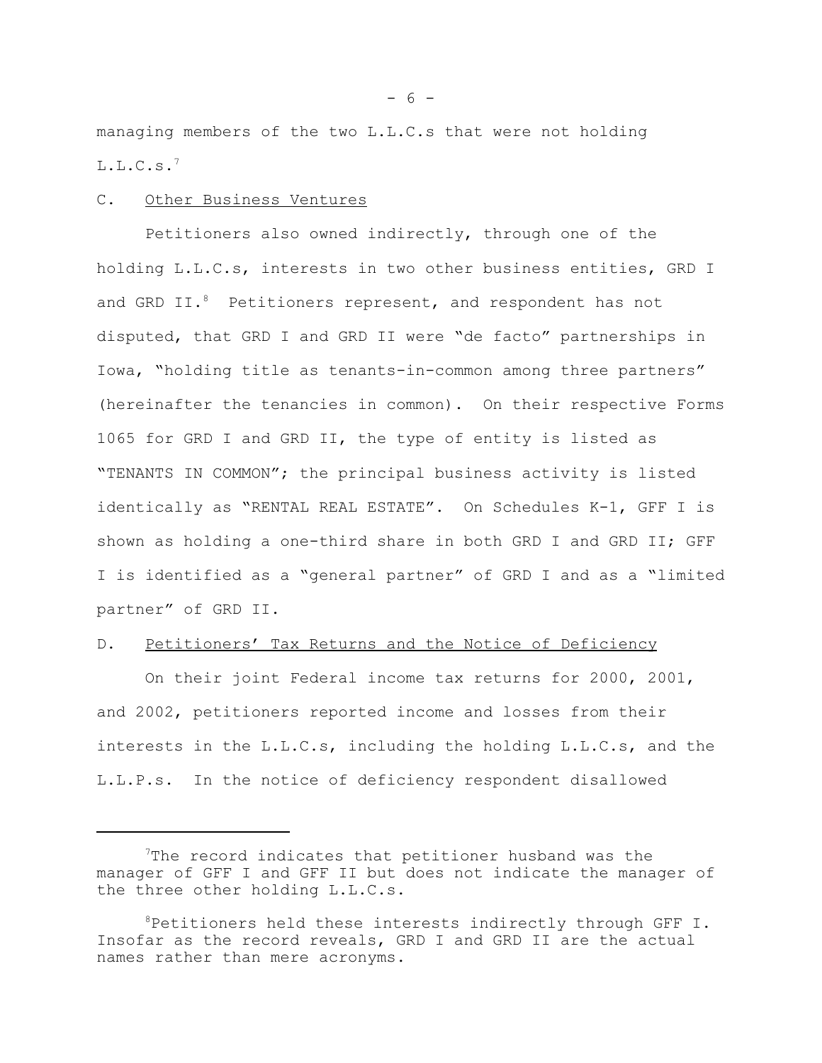managing members of the two L.L.C.s that were not holding L.L.C.s.[7]

C. Other Business Ventures

Petitioners also owned indirectly, through one of the holding L.L.C.s, interests in two other business entities, GRD I and GRD II.[8] Petitioners represent, and respondent has not disputed, that GRD I and GRD II were "de facto" partnerships in Iowa, "holding title as tenants-in-common among three partners" (hereinafter the tenancies in common). On their respective Forms 1065 for GRD I and GRD II, the type of entity is listed as "TENANTS IN COMMON"; the principal business activity is listed identically as "RENTAL REAL ESTATE". On Schedules K-1, GFF I is shown as holding a one-third share in both GRD I and GRD II; GFF I is identified as a "general partner" of GRD I and as a "limited partner" of GRD II.

D. Petitioners' Tax Returns and the Notice of Deficiency

On their joint Federal income tax returns for 2000, 2001, and 2002, petitioners reported income and losses from their interests in the L.L.C.s, including the holding L.L.C.s, and the L.L.P.s. In the notice of deficiency respondent disallowed

---

[7]The record indicates that petitioner husband was the manager of GFF I and GFF II but does not indicate the manager of the three other holding L.L.C.s.

[8]Petitioners held these interests indirectly through GFF I. Insofar as the record reveals, GRD I and GRD II are the actual names rather than mere acronyms.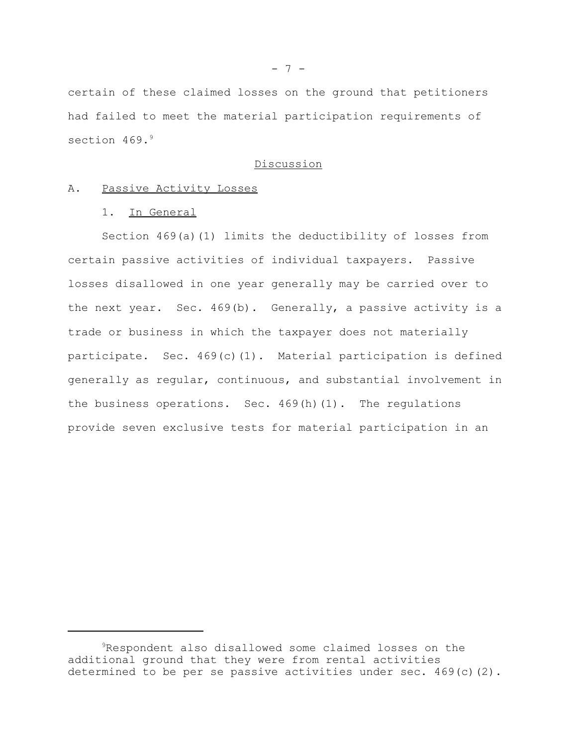certain of these claimed losses on the ground that petitioners had failed to meet the material participation requirements of section 469.[9]

## Discussion

### A. Passive Activity Losses

#### 1. In General

Section 469(a)(1) limits the deductibility of losses from certain passive activities of individual taxpayers. Passive losses disallowed in one year generally may be carried over to the next year. Sec. 469(b). Generally, a passive activity is a trade or business in which the taxpayer does not materially participate. Sec. 469(c)(1). Material participation is defined generally as regular, continuous, and substantial involvement in the business operations. Sec. 469(h)(1). The regulations provide seven exclusive tests for material participation in an

---

[9]Respondent also disallowed some claimed losses on the additional ground that they were from rental activities determined to be per se passive activities under sec. 469(c)(2).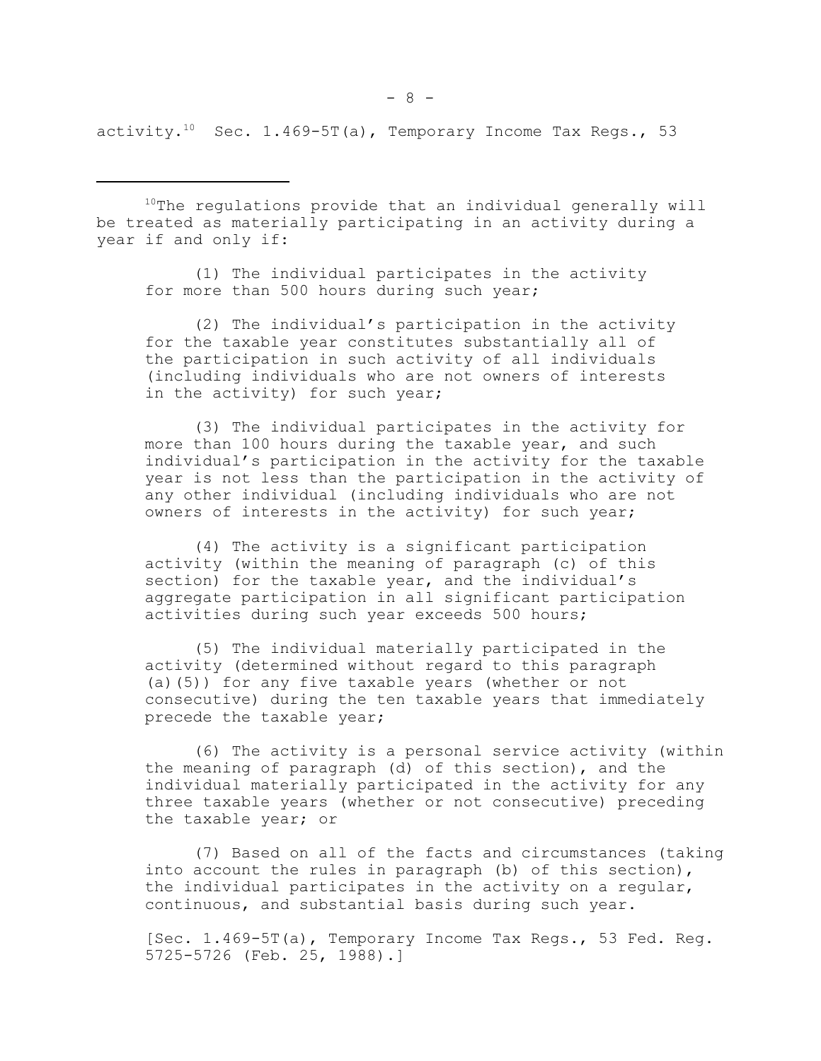activity.[10] Sec. 1.469-5T(a), Temporary Income Tax Regs., 53

[10] The regulations provide that an individual generally will be treated as materially participating in an activity during a year if and only if:

> (1) The individual participates in the activity for more than 500 hours during such year;
>
> (2) The individual's participation in the activity for the taxable year constitutes substantially all of the participation in such activity of all individuals (including individuals who are not owners of interests in the activity) for such year;
>
> (3) The individual participates in the activity for more than 100 hours during the taxable year, and such individual's participation in the activity for the taxable year is not less than the participation in the activity of any other individual (including individuals who are not owners of interests in the activity) for such year;
>
> (4) The activity is a significant participation activity (within the meaning of paragraph (c) of this section) for the taxable year, and the individual's aggregate participation in all significant participation activities during such year exceeds 500 hours;
>
> (5) The individual materially participated in the activity (determined without regard to this paragraph (a)(5)) for any five taxable years (whether or not consecutive) during the ten taxable years that immediately precede the taxable year;
>
> (6) The activity is a personal service activity (within the meaning of paragraph (d) of this section), and the individual materially participated in the activity for any three taxable years (whether or not consecutive) preceding the taxable year; or
>
> (7) Based on all of the facts and circumstances (taking into account the rules in paragraph (b) of this section), the individual participates in the activity on a regular, continuous, and substantial basis during such year.
>
> [Sec. 1.469-5T(a), Temporary Income Tax Regs., 53 Fed. Reg. 5725-5726 (Feb. 25, 1988).]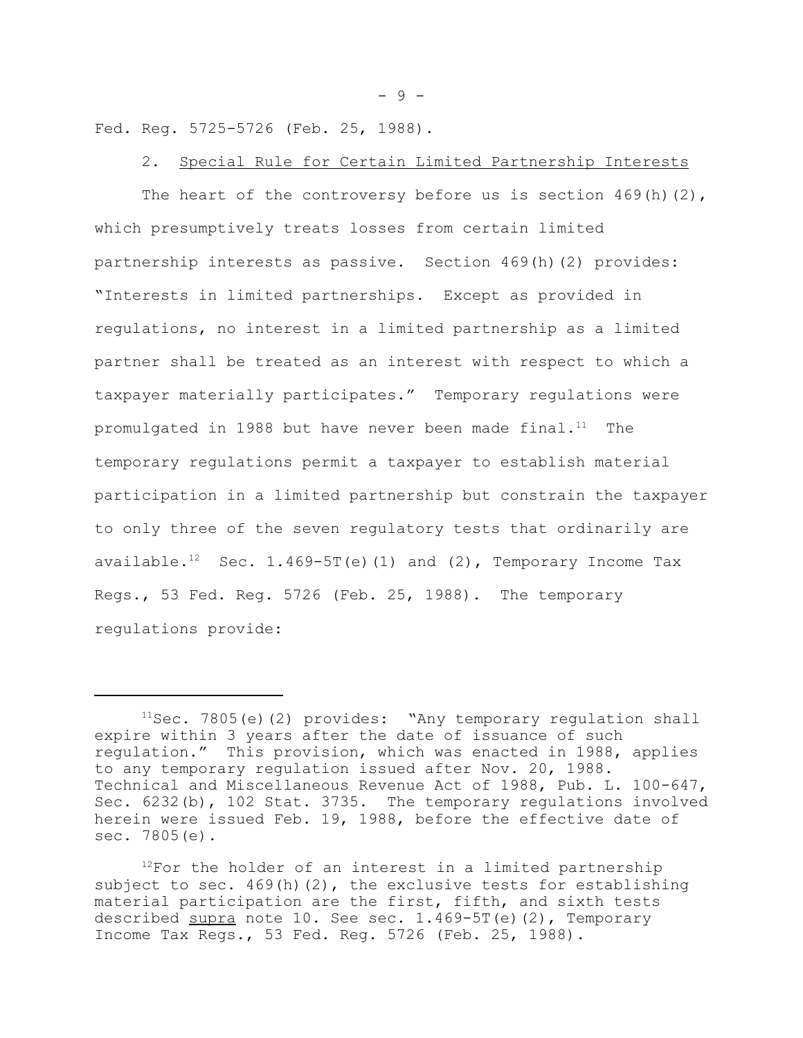Fed. Reg. 5725-5726 (Feb. 25, 1988).

2. Special Rule for Certain Limited Partnership Interests

The heart of the controversy before us is section 469(h)(2), which presumptively treats losses from certain limited partnership interests as passive. Section 469(h)(2) provides: "Interests in limited partnerships. Except as provided in regulations, no interest in a limited partnership as a limited partner shall be treated as an interest with respect to which a taxpayer materially participates." Temporary regulations were promulgated in 1988 but have never been made final.[11] The temporary regulations permit a taxpayer to establish material participation in a limited partnership but constrain the taxpayer to only three of the seven regulatory tests that ordinarily are available.[12] Sec. 1.469-5T(e)(1) and (2), Temporary Income Tax Regs., 53 Fed. Reg. 5726 (Feb. 25, 1988). The temporary regulations provide:

---

[11]Sec. 7805(e)(2) provides: "Any temporary regulation shall expire within 3 years after the date of issuance of such regulation." This provision, which was enacted in 1988, applies to any temporary regulation issued after Nov. 20, 1988. Technical and Miscellaneous Revenue Act of 1988, Pub. L. 100-647, Sec. 6232(b), 102 Stat. 3735. The temporary regulations involved herein were issued Feb. 19, 1988, before the effective date of sec. 7805(e).

[12]For the holder of an interest in a limited partnership subject to sec. 469(h)(2), the exclusive tests for establishing material participation are the first, fifth, and sixth tests described supra note 10. See sec. 1.469-5T(e)(2), Temporary Income Tax Regs., 53 Fed. Reg. 5726 (Feb. 25, 1988).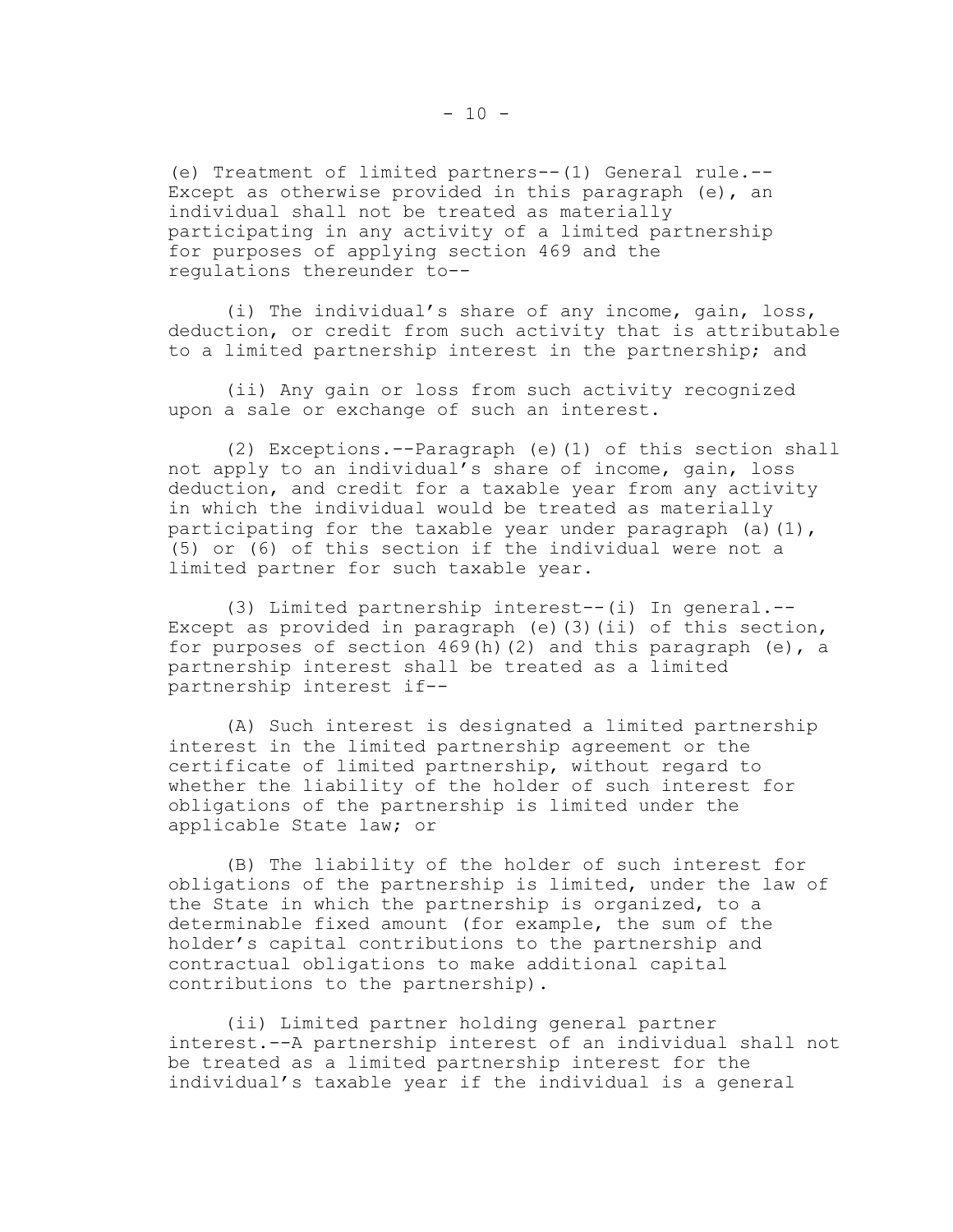(e) Treatment of limited partners--(1) General rule.-- Except as otherwise provided in this paragraph (e), an individual shall not be treated as materially participating in any activity of a limited partnership for purposes of applying section 469 and the regulations thereunder to--

(i) The individual's share of any income, gain, loss, deduction, or credit from such activity that is attributable to a limited partnership interest in the partnership; and

(ii) Any gain or loss from such activity recognized upon a sale or exchange of such an interest.

(2) Exceptions.--Paragraph (e)(1) of this section shall not apply to an individual's share of income, gain, loss deduction, and credit for a taxable year from any activity in which the individual would be treated as materially participating for the taxable year under paragraph (a)(1), (5) or (6) of this section if the individual were not a limited partner for such taxable year.

(3) Limited partnership interest--(i) In general.-- Except as provided in paragraph (e)(3)(ii) of this section, for purposes of section 469(h)(2) and this paragraph (e), a partnership interest shall be treated as a limited partnership interest if--

(A) Such interest is designated a limited partnership interest in the limited partnership agreement or the certificate of limited partnership, without regard to whether the liability of the holder of such interest for obligations of the partnership is limited under the applicable State law; or

(B) The liability of the holder of such interest for obligations of the partnership is limited, under the law of the State in which the partnership is organized, to a determinable fixed amount (for example, the sum of the holder's capital contributions to the partnership and contractual obligations to make additional capital contributions to the partnership).

(ii) Limited partner holding general partner interest.--A partnership interest of an individual shall not be treated as a limited partnership interest for the individual's taxable year if the individual is a general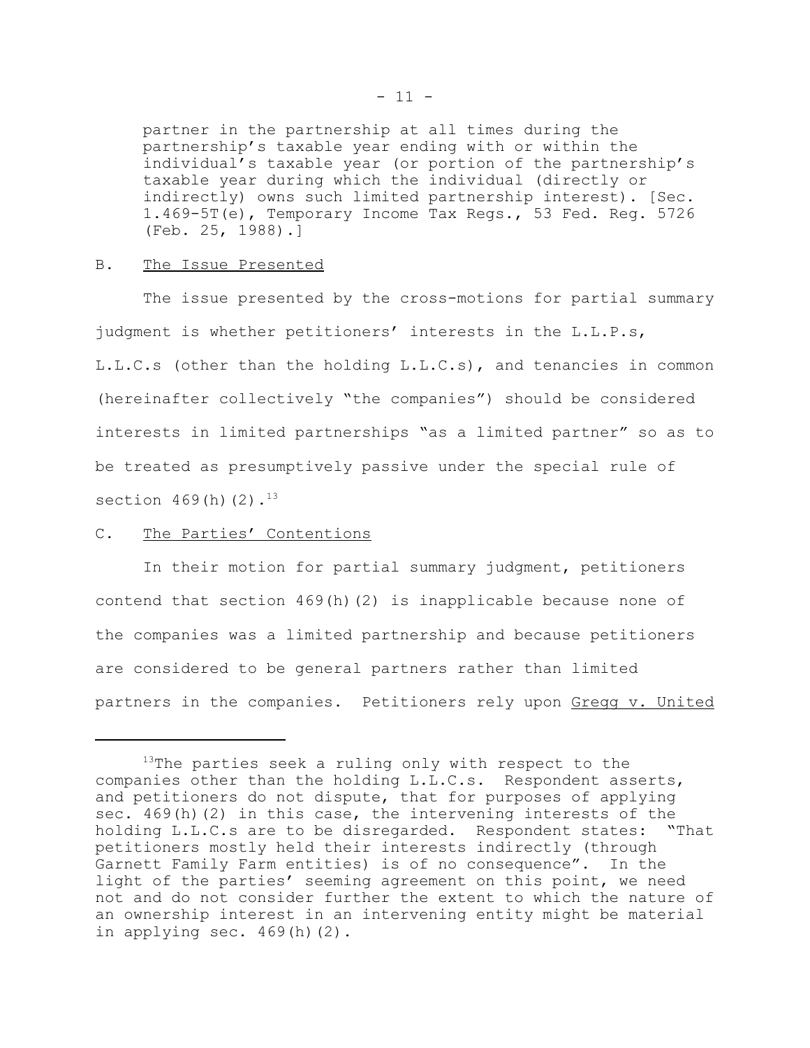> partner in the partnership at all times during the partnership's taxable year ending with or within the individual's taxable year (or portion of the partnership's taxable year during which the individual (directly or indirectly) owns such limited partnership interest). [Sec. 1.469-5T(e), Temporary Income Tax Regs., 53 Fed. Reg. 5726 (Feb. 25, 1988).]

B. The Issue Presented

The issue presented by the cross-motions for partial summary judgment is whether petitioners' interests in the L.L.P.s, L.L.C.s (other than the holding L.L.C.s), and tenancies in common (hereinafter collectively "the companies") should be considered interests in limited partnerships "as a limited partner" so as to be treated as presumptively passive under the special rule of section 469(h)(2).[13]

C. The Parties' Contentions

In their motion for partial summary judgment, petitioners contend that section 469(h)(2) is inapplicable because none of the companies was a limited partnership and because petitioners are considered to be general partners rather than limited partners in the companies. Petitioners rely upon Gregg v. United

---

[13] The parties seek a ruling only with respect to the companies other than the holding L.L.C.s. Respondent asserts, and petitioners do not dispute, that for purposes of applying sec. 469(h)(2) in this case, the intervening interests of the holding L.L.C.s are to be disregarded. Respondent states: "That petitioners mostly held their interests indirectly (through Garnett Family Farm entities) is of no consequence". In the light of the parties' seeming agreement on this point, we need not and do not consider further the extent to which the nature of an ownership interest in an intervening entity might be material in applying sec. 469(h)(2).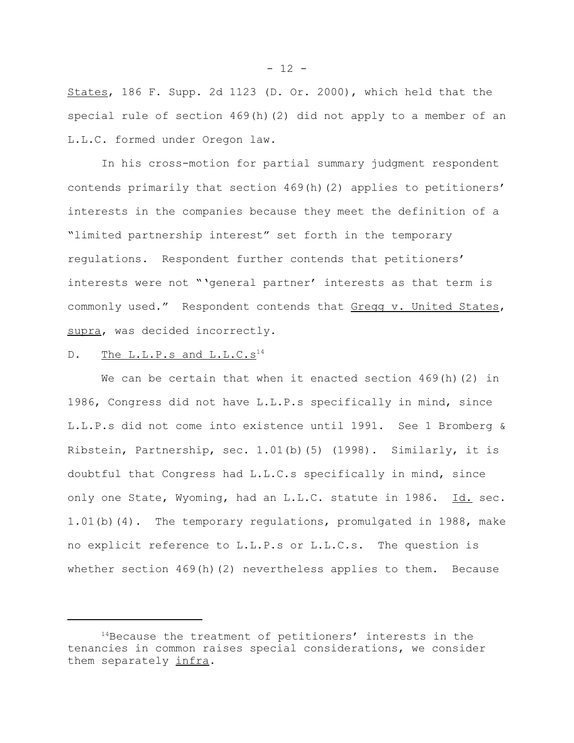States, 186 F. Supp. 2d 1123 (D. Or. 2000), which held that the special rule of section 469(h)(2) did not apply to a member of an L.L.C. formed under Oregon law.

In his cross-motion for partial summary judgment respondent contends primarily that section 469(h)(2) applies to petitioners' interests in the companies because they meet the definition of a "limited partnership interest" set forth in the temporary regulations. Respondent further contends that petitioners' interests were not "'general partner' interests as that term is commonly used." Respondent contends that Gregg v. United States, supra, was decided incorrectly.

D. The L.L.P.s and L.L.C.s[14]

We can be certain that when it enacted section 469(h)(2) in 1986, Congress did not have L.L.P.s specifically in mind, since L.L.P.s did not come into existence until 1991. See 1 Bromberg & Ribstein, Partnership, sec. 1.01(b)(5) (1998). Similarly, it is doubtful that Congress had L.L.C.s specifically in mind, since only one State, Wyoming, had an L.L.C. statute in 1986. Id. sec. 1.01(b)(4). The temporary regulations, promulgated in 1988, make no explicit reference to L.L.P.s or L.L.C.s. The question is whether section 469(h)(2) nevertheless applies to them. Because

[14] Because the treatment of petitioners' interests in the tenancies in common raises special considerations, we consider them separately infra.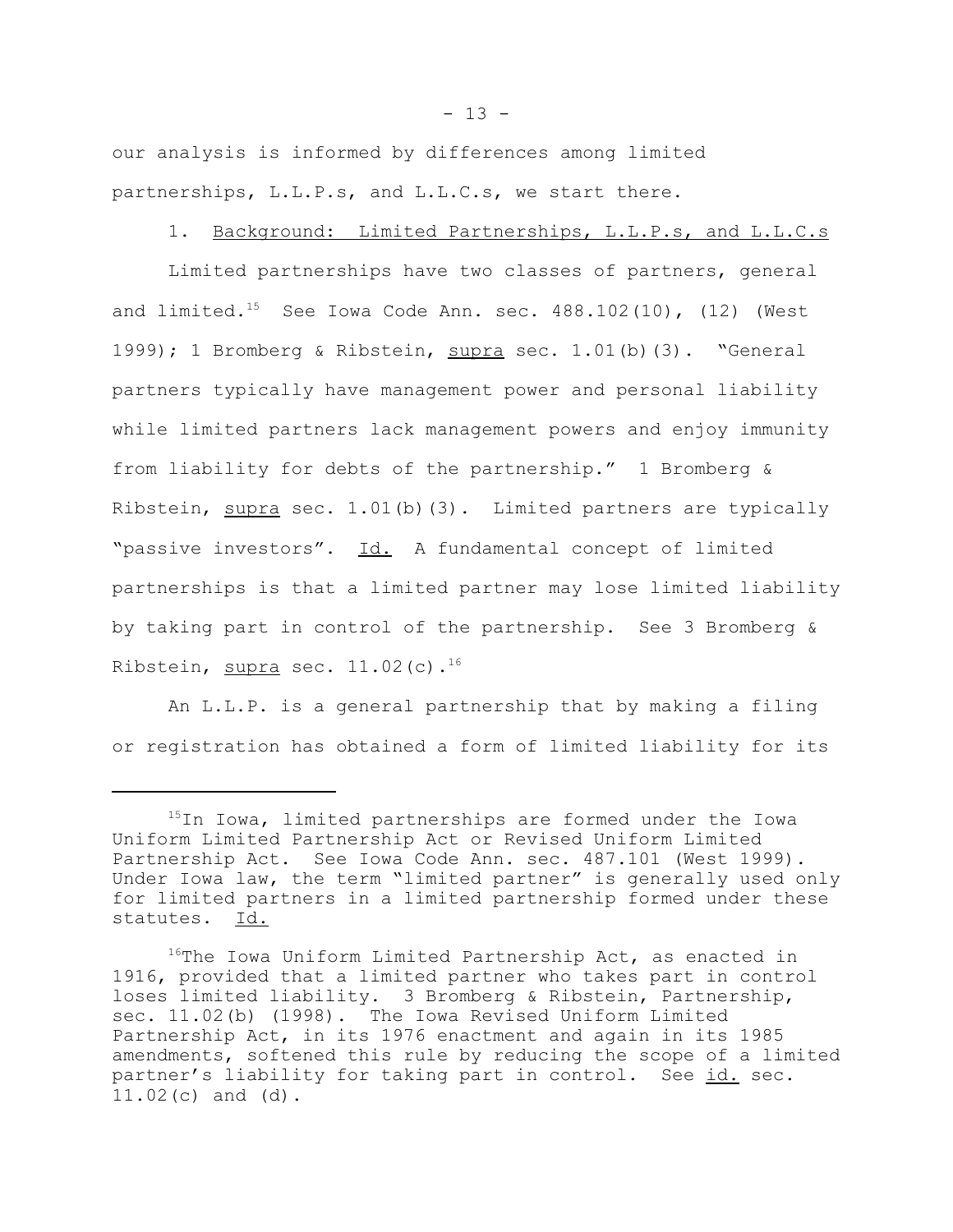our analysis is informed by differences among limited partnerships, L.L.P.s, and L.L.C.s, we start there.

1. Background: Limited Partnerships, L.L.P.s, and L.L.C.s

Limited partnerships have two classes of partners, general and limited.[15] See Iowa Code Ann. sec. 488.102(10), (12) (West 1999); 1 Bromberg & Ribstein, supra sec. 1.01(b)(3). "General partners typically have management power and personal liability while limited partners lack management powers and enjoy immunity from liability for debts of the partnership." 1 Bromberg & Ribstein, supra sec. 1.01(b)(3). Limited partners are typically "passive investors". Id. A fundamental concept of limited partnerships is that a limited partner may lose limited liability by taking part in control of the partnership. See 3 Bromberg & Ribstein, supra sec. 11.02(c).[16]

An L.L.P. is a general partnership that by making a filing or registration has obtained a form of limited liability for its

---

[15] In Iowa, limited partnerships are formed under the Iowa Uniform Limited Partnership Act or Revised Uniform Limited Partnership Act. See Iowa Code Ann. sec. 487.101 (West 1999). Under Iowa law, the term "limited partner" is generally used only for limited partners in a limited partnership formed under these statutes. Id.

[16] The Iowa Uniform Limited Partnership Act, as enacted in 1916, provided that a limited partner who takes part in control loses limited liability. 3 Bromberg & Ribstein, Partnership, sec. 11.02(b) (1998). The Iowa Revised Uniform Limited Partnership Act, in its 1976 enactment and again in its 1985 amendments, softened this rule by reducing the scope of a limited partner's liability for taking part in control. See id. sec. 11.02(c) and (d).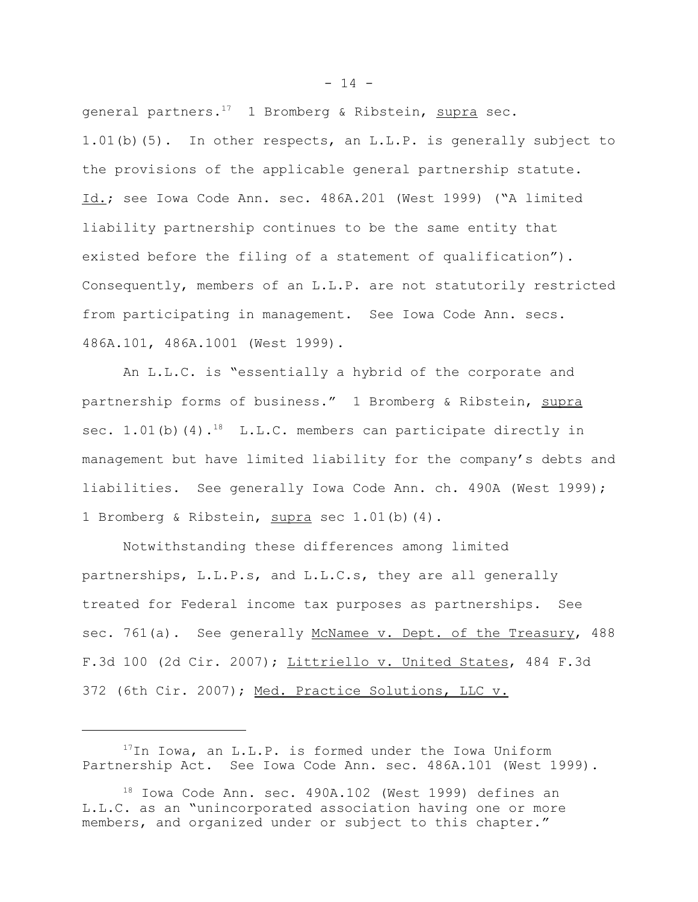general partners.[17] 1 Bromberg & Ribstein, _supra_ sec. 1.01(b)(5). In other respects, an L.L.P. is generally subject to the provisions of the applicable general partnership statute. _Id._; see Iowa Code Ann. sec. 486A.201 (West 1999) ("A limited liability partnership continues to be the same entity that existed before the filing of a statement of qualification"). Consequently, members of an L.L.P. are not statutorily restricted from participating in management. See Iowa Code Ann. secs. 486A.101, 486A.1001 (West 1999).

An L.L.C. is "essentially a hybrid of the corporate and partnership forms of business." 1 Bromberg & Ribstein, _supra_ sec. 1.01(b)(4).[18] L.L.C. members can participate directly in management but have limited liability for the company's debts and liabilities. See generally Iowa Code Ann. ch. 490A (West 1999); 1 Bromberg & Ribstein, _supra_ sec 1.01(b)(4).

Notwithstanding these differences among limited partnerships, L.L.P.s, and L.L.C.s, they are all generally treated for Federal income tax purposes as partnerships. See sec. 761(a). See generally _McNamee v. Dept. of the Treasury_, 488 F.3d 100 (2d Cir. 2007); _Littriello v. United States_, 484 F.3d 372 (6th Cir. 2007); _Med. Practice Solutions, LLC v._

---

[17] In Iowa, an L.L.P. is formed under the Iowa Uniform Partnership Act. See Iowa Code Ann. sec. 486A.101 (West 1999).

[18] Iowa Code Ann. sec. 490A.102 (West 1999) defines an L.L.C. as an "unincorporated association having one or more members, and organized under or subject to this chapter."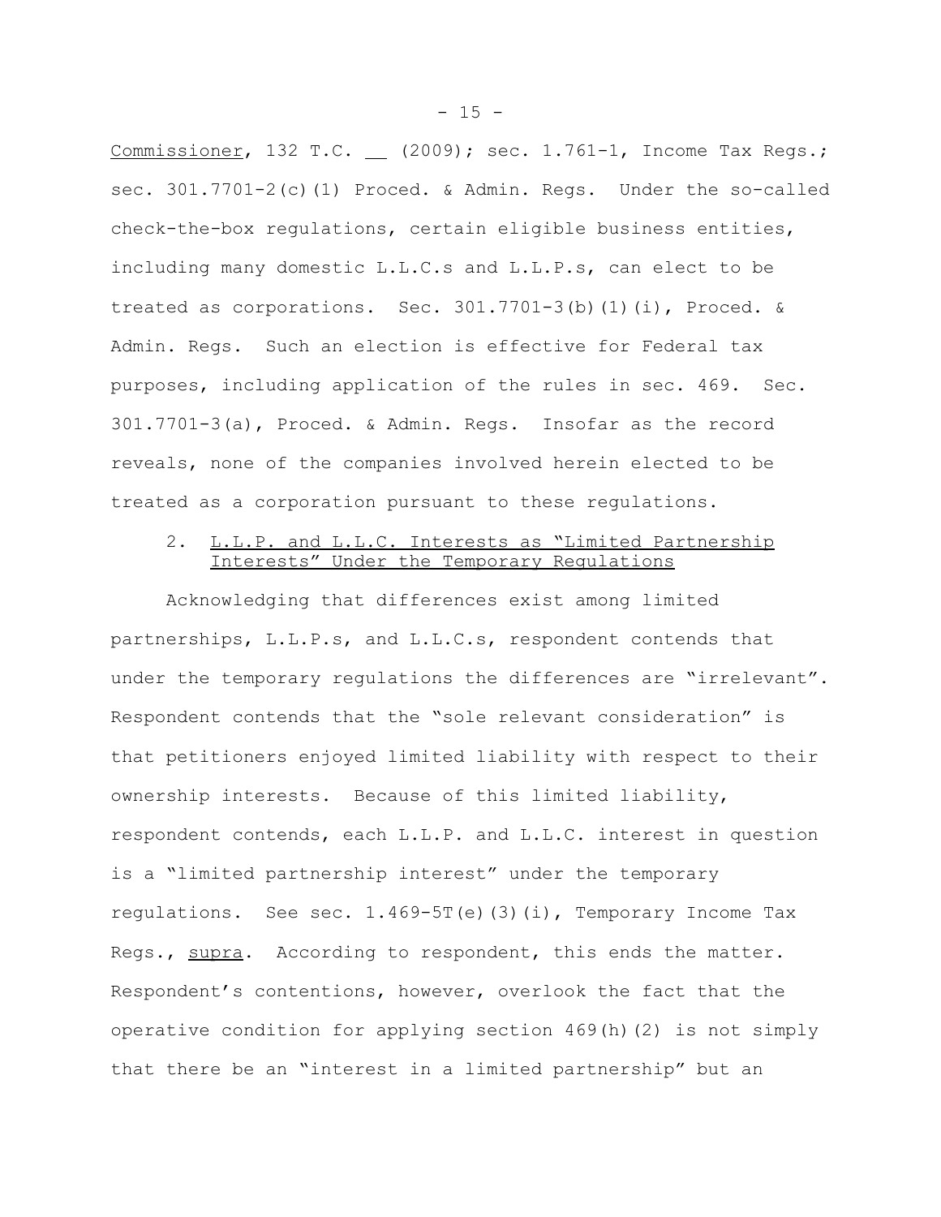Commissioner, 132 T.C. __ (2009); sec. 1.761-1, Income Tax Regs.; sec. 301.7701-2(c)(1) Proced. & Admin. Regs. Under the so-called check-the-box regulations, certain eligible business entities, including many domestic L.L.C.s and L.L.P.s, can elect to be treated as corporations. Sec. 301.7701-3(b)(1)(i), Proced. & Admin. Regs. Such an election is effective for Federal tax purposes, including application of the rules in sec. 469. Sec. 301.7701-3(a), Proced. & Admin. Regs. Insofar as the record reveals, none of the companies involved herein elected to be treated as a corporation pursuant to these regulations.

2. L.L.P. and L.L.C. Interests as "Limited Partnership Interests" Under the Temporary Regulations

Acknowledging that differences exist among limited partnerships, L.L.P.s, and L.L.C.s, respondent contends that under the temporary regulations the differences are "irrelevant". Respondent contends that the "sole relevant consideration" is that petitioners enjoyed limited liability with respect to their ownership interests. Because of this limited liability, respondent contends, each L.L.P. and L.L.C. interest in question is a "limited partnership interest" under the temporary regulations. See sec. 1.469-5T(e)(3)(i), Temporary Income Tax Regs., supra. According to respondent, this ends the matter. Respondent's contentions, however, overlook the fact that the operative condition for applying section 469(h)(2) is not simply that there be an "interest in a limited partnership" but an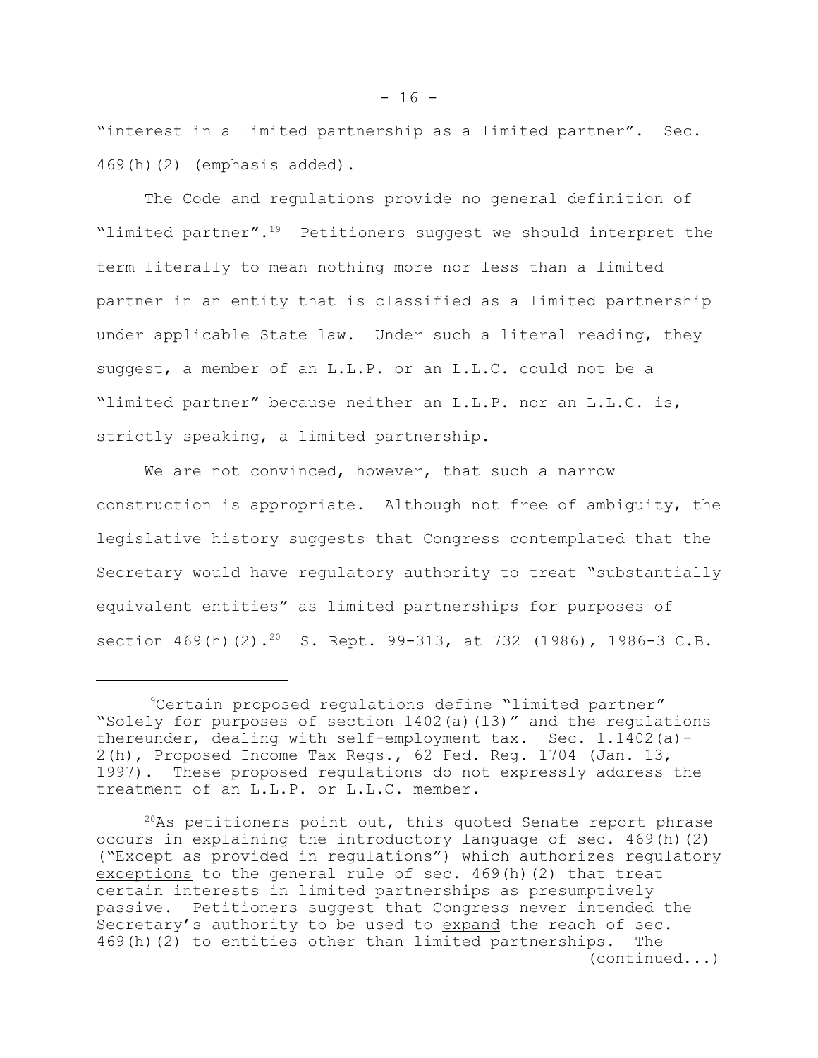"interest in a limited partnership <u>as a limited partner</u>". Sec. 469(h)(2) (emphasis added).

The Code and regulations provide no general definition of "limited partner".[19] Petitioners suggest we should interpret the term literally to mean nothing more nor less than a limited partner in an entity that is classified as a limited partnership under applicable State law. Under such a literal reading, they suggest, a member of an L.L.P. or an L.L.C. could not be a "limited partner" because neither an L.L.P. nor an L.L.C. is, strictly speaking, a limited partnership.

We are not convinced, however, that such a narrow construction is appropriate. Although not free of ambiguity, the legislative history suggests that Congress contemplated that the Secretary would have regulatory authority to treat "substantially equivalent entities" as limited partnerships for purposes of section 469(h)(2).[20] S. Rept. 99-313, at 732 (1986), 1986-3 C.B.

---

[19]Certain proposed regulations define "limited partner" "Solely for purposes of section 1402(a)(13)" and the regulations thereunder, dealing with self-employment tax. Sec. 1.1402(a)-2(h), Proposed Income Tax Regs., 62 Fed. Reg. 1704 (Jan. 13, 1997). These proposed regulations do not expressly address the treatment of an L.L.P. or L.L.C. member.

[20]As petitioners point out, this quoted Senate report phrase occurs in explaining the introductory language of sec. 469(h)(2) ("Except as provided in regulations") which authorizes regulatory <u>exceptions</u> to the general rule of sec. 469(h)(2) that treat certain interests in limited partnerships as presumptively passive. Petitioners suggest that Congress never intended the Secretary's authority to be used to <u>expand</u> the reach of sec. 469(h)(2) to entities other than limited partnerships. The (continued...)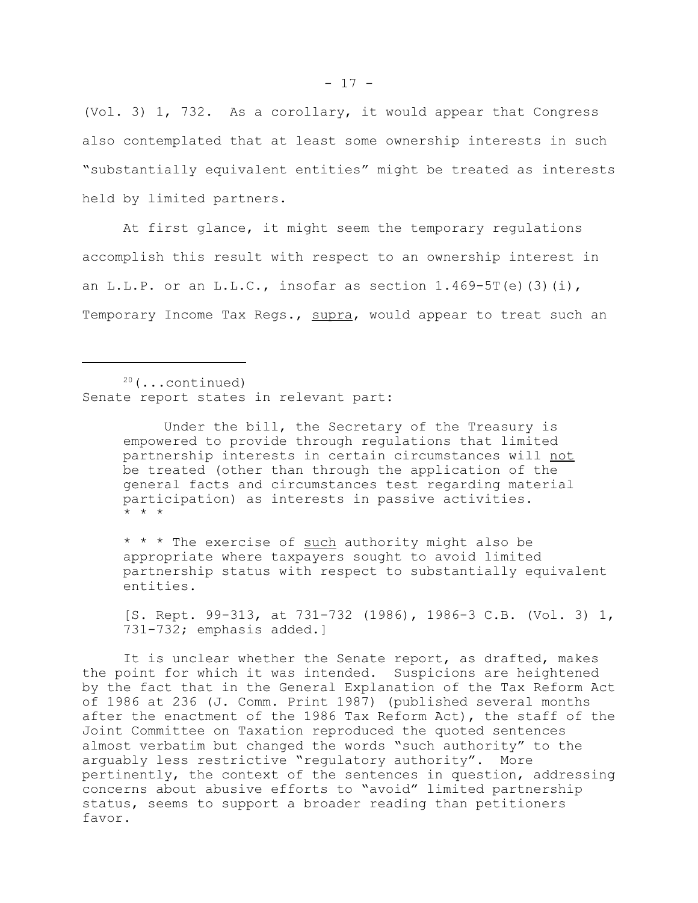(Vol. 3) 1, 732. As a corollary, it would appear that Congress also contemplated that at least some ownership interests in such "substantially equivalent entities" might be treated as interests held by limited partners.

At first glance, it might seem the temporary regulations accomplish this result with respect to an ownership interest in an L.L.P. or an L.L.C., insofar as section 1.469-5T(e)(3)(i), Temporary Income Tax Regs., _supra_, would appear to treat such an

---

[20](...continued)
Senate report states in relevant part:

> Under the bill, the Secretary of the Treasury is empowered to provide through regulations that limited partnership interests in certain circumstances will _not_ be treated (other than through the application of the general facts and circumstances test regarding material participation) as interests in passive activities. * * *
>
> * * * The exercise of _such_ authority might also be appropriate where taxpayers sought to avoid limited partnership status with respect to substantially equivalent entities.
>
> [S. Rept. 99-313, at 731-732 (1986), 1986-3 C.B. (Vol. 3) 1, 731-732; emphasis added.]

It is unclear whether the Senate report, as drafted, makes the point for which it was intended. Suspicions are heightened by the fact that in the General Explanation of the Tax Reform Act of 1986 at 236 (J. Comm. Print 1987) (published several months after the enactment of the 1986 Tax Reform Act), the staff of the Joint Committee on Taxation reproduced the quoted sentences almost verbatim but changed the words "such authority" to the arguably less restrictive "regulatory authority". More pertinently, the context of the sentences in question, addressing concerns about abusive efforts to "avoid" limited partnership status, seems to support a broader reading than petitioners favor.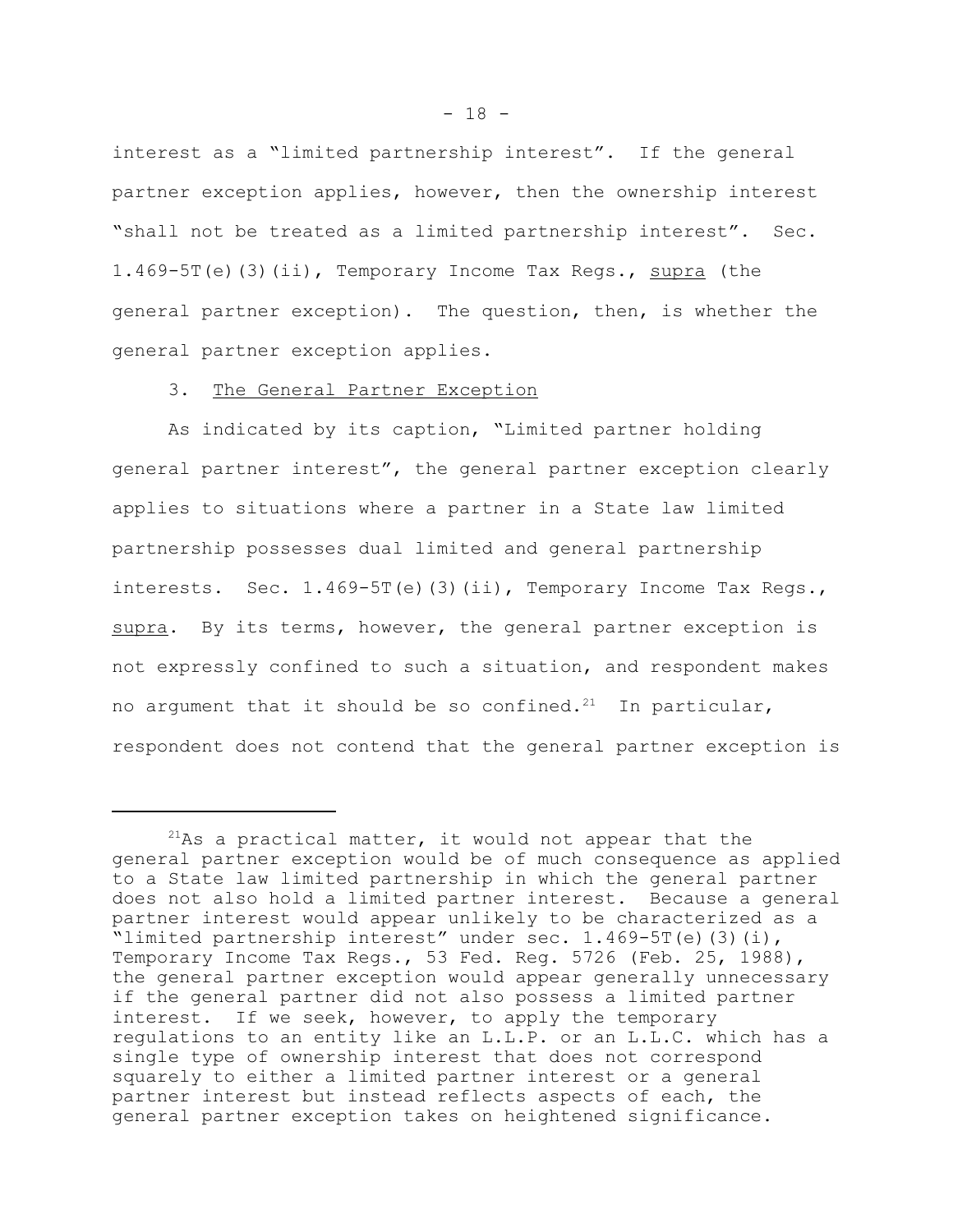interest as a "limited partnership interest". If the general partner exception applies, however, then the ownership interest "shall not be treated as a limited partnership interest". Sec. 1.469-5T(e)(3)(ii), Temporary Income Tax Regs., supra (the general partner exception). The question, then, is whether the general partner exception applies.

3. The General Partner Exception

As indicated by its caption, "Limited partner holding general partner interest", the general partner exception clearly applies to situations where a partner in a State law limited partnership possesses dual limited and general partnership interests. Sec. 1.469-5T(e)(3)(ii), Temporary Income Tax Regs., supra. By its terms, however, the general partner exception is not expressly confined to such a situation, and respondent makes no argument that it should be so confined.[21] In particular, respondent does not contend that the general partner exception is

---

[21]As a practical matter, it would not appear that the general partner exception would be of much consequence as applied to a State law limited partnership in which the general partner does not also hold a limited partner interest. Because a general partner interest would appear unlikely to be characterized as a "limited partnership interest" under sec. 1.469-5T(e)(3)(i), Temporary Income Tax Regs., 53 Fed. Reg. 5726 (Feb. 25, 1988), the general partner exception would appear generally unnecessary if the general partner did not also possess a limited partner interest. If we seek, however, to apply the temporary regulations to an entity like an L.L.P. or an L.L.C. which has a single type of ownership interest that does not correspond squarely to either a limited partner interest or a general partner interest but instead reflects aspects of each, the general partner exception takes on heightened significance.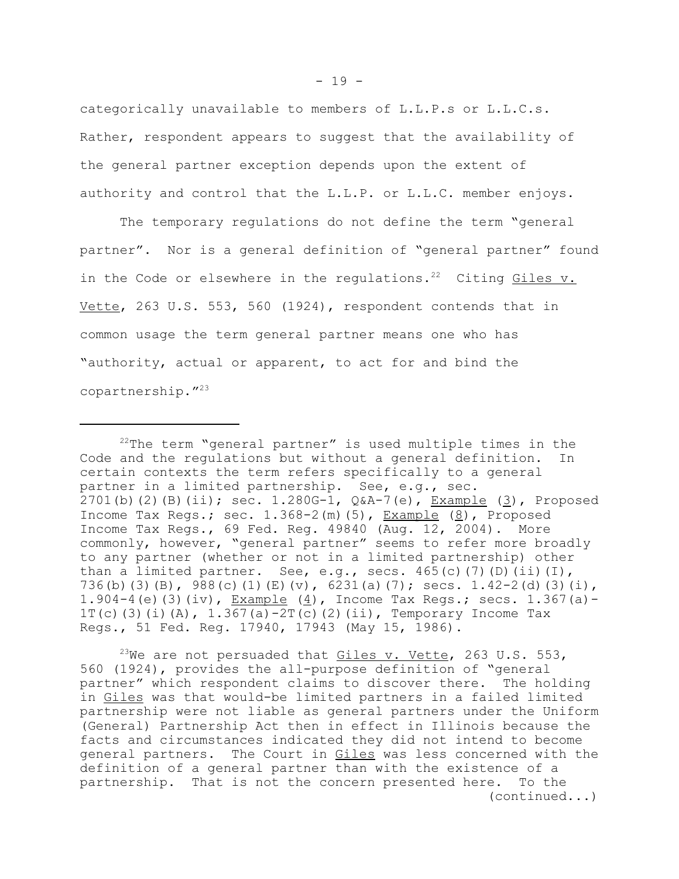categorically unavailable to members of L.L.P.s or L.L.C.s. Rather, respondent appears to suggest that the availability of the general partner exception depends upon the extent of authority and control that the L.L.P. or L.L.C. member enjoys.

The temporary regulations do not define the term "general partner". Nor is a general definition of "general partner" found in the Code or elsewhere in the regulations.[22] Citing Giles v. Vette, 263 U.S. 553, 560 (1924), respondent contends that in common usage the term general partner means one who has "authority, actual or apparent, to act for and bind the copartnership."[23]

---

[22]The term "general partner" is used multiple times in the Code and the regulations but without a general definition. In certain contexts the term refers specifically to a general partner in a limited partnership. See, e.g., sec. 2701(b)(2)(B)(ii); sec. 1.280G-1, Q&A-7(e), Example (3), Proposed Income Tax Regs.; sec. 1.368-2(m)(5), Example (8), Proposed Income Tax Regs., 69 Fed. Reg. 49840 (Aug. 12, 2004). More commonly, however, "general partner" seems to refer more broadly to any partner (whether or not in a limited partnership) other than a limited partner. See, e.g., secs. 465(c)(7)(D)(ii)(I), 736(b)(3)(B), 988(c)(1)(E)(v), 6231(a)(7); secs. 1.42-2(d)(3)(i), 1.904-4(e)(3)(iv), Example (4), Income Tax Regs.; secs. 1.367(a)-1T(c)(3)(i)(A), 1.367(a)-2T(c)(2)(ii), Temporary Income Tax Regs., 51 Fed. Reg. 17940, 17943 (May 15, 1986).

[23]We are not persuaded that Giles v. Vette, 263 U.S. 553, 560 (1924), provides the all-purpose definition of "general partner" which respondent claims to discover there. The holding in Giles was that would-be limited partners in a failed limited partnership were not liable as general partners under the Uniform (General) Partnership Act then in effect in Illinois because the facts and circumstances indicated they did not intend to become general partners. The Court in Giles was less concerned with the definition of a general partner than with the existence of a partnership. That is not the concern presented here. To the (continued...)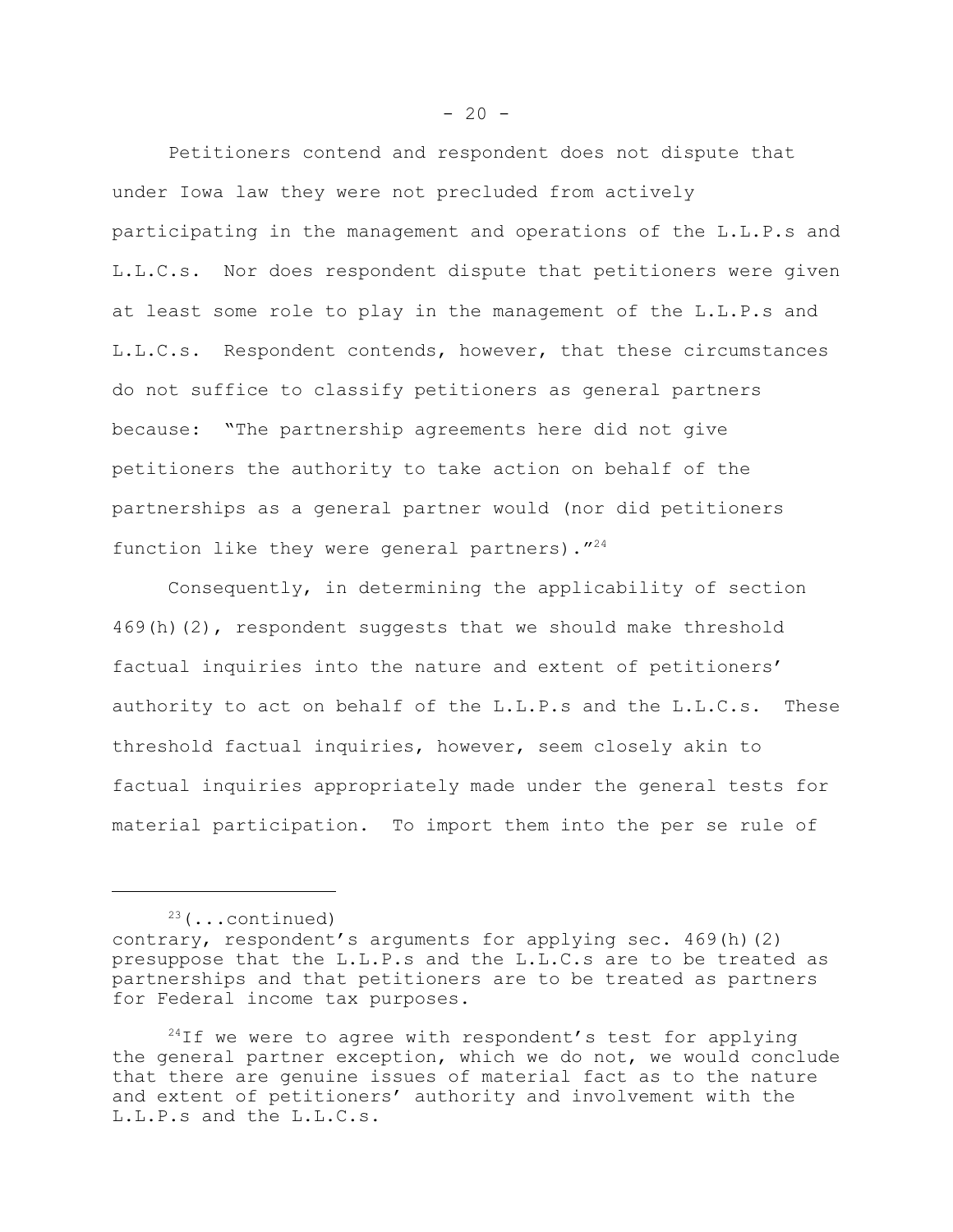Petitioners contend and respondent does not dispute that under Iowa law they were not precluded from actively participating in the management and operations of the L.L.P.s and L.L.C.s. Nor does respondent dispute that petitioners were given at least some role to play in the management of the L.L.P.s and L.L.C.s. Respondent contends, however, that these circumstances do not suffice to classify petitioners as general partners because: "The partnership agreements here did not give petitioners the authority to take action on behalf of the partnerships as a general partner would (nor did petitioners function like they were general partners)."[24]

Consequently, in determining the applicability of section 469(h)(2), respondent suggests that we should make threshold factual inquiries into the nature and extent of petitioners' authority to act on behalf of the L.L.P.s and the L.L.C.s. These threshold factual inquiries, however, seem closely akin to factual inquiries appropriately made under the general tests for material participation. To import them into the per se rule of

---

[23](...continued) contrary, respondent's arguments for applying sec. 469(h)(2) presuppose that the L.L.P.s and the L.L.C.s are to be treated as partnerships and that petitioners are to be treated as partners for Federal income tax purposes.

[24]If we were to agree with respondent's test for applying the general partner exception, which we do not, we would conclude that there are genuine issues of material fact as to the nature and extent of petitioners' authority and involvement with the L.L.P.s and the L.L.C.s.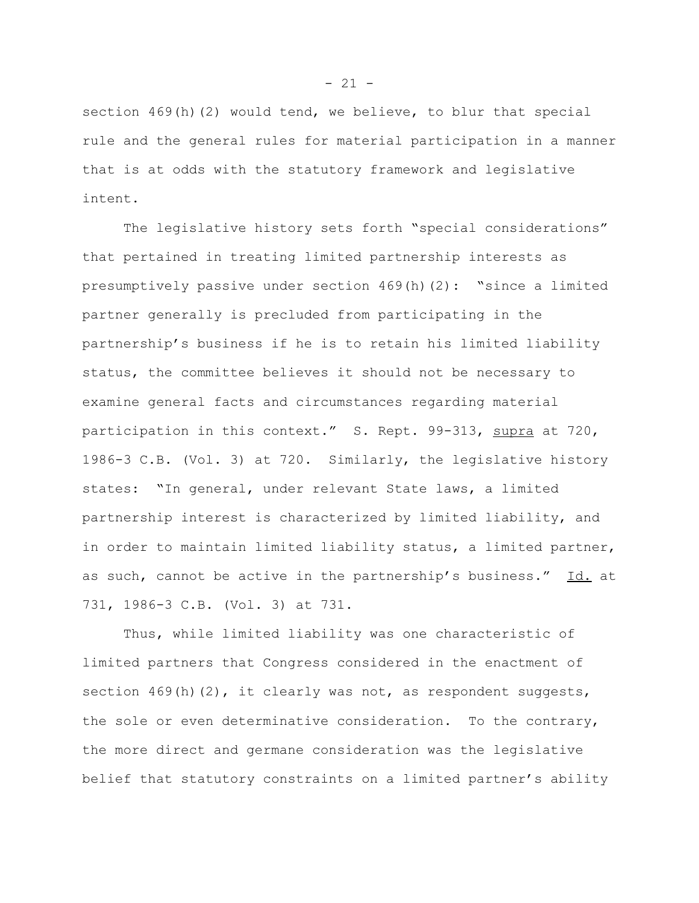section 469(h)(2) would tend, we believe, to blur that special rule and the general rules for material participation in a manner that is at odds with the statutory framework and legislative intent.

The legislative history sets forth "special considerations" that pertained in treating limited partnership interests as presumptively passive under section 469(h)(2): "since a limited partner generally is precluded from participating in the partnership's business if he is to retain his limited liability status, the committee believes it should not be necessary to examine general facts and circumstances regarding material participation in this context." S. Rept. 99-313, supra at 720, 1986-3 C.B. (Vol. 3) at 720. Similarly, the legislative history states: "In general, under relevant State laws, a limited partnership interest is characterized by limited liability, and in order to maintain limited liability status, a limited partner, as such, cannot be active in the partnership's business." Id. at 731, 1986-3 C.B. (Vol. 3) at 731.

Thus, while limited liability was one characteristic of limited partners that Congress considered in the enactment of section 469(h)(2), it clearly was not, as respondent suggests, the sole or even determinative consideration. To the contrary, the more direct and germane consideration was the legislative belief that statutory constraints on a limited partner's ability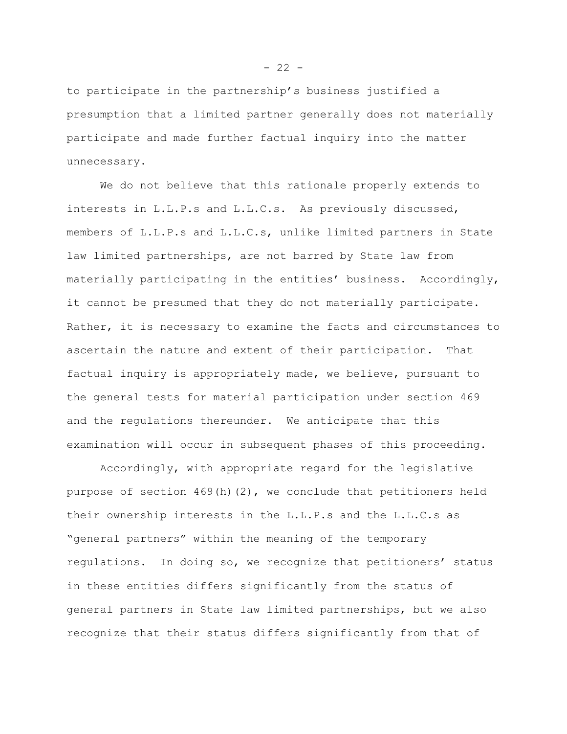to participate in the partnership's business justified a presumption that a limited partner generally does not materially participate and made further factual inquiry into the matter unnecessary.

We do not believe that this rationale properly extends to interests in L.L.P.s and L.L.C.s. As previously discussed, members of L.L.P.s and L.L.C.s, unlike limited partners in State law limited partnerships, are not barred by State law from materially participating in the entities' business. Accordingly, it cannot be presumed that they do not materially participate. Rather, it is necessary to examine the facts and circumstances to ascertain the nature and extent of their participation. That factual inquiry is appropriately made, we believe, pursuant to the general tests for material participation under section 469 and the regulations thereunder. We anticipate that this examination will occur in subsequent phases of this proceeding.

Accordingly, with appropriate regard for the legislative purpose of section 469(h)(2), we conclude that petitioners held their ownership interests in the L.L.P.s and the L.L.C.s as "general partners" within the meaning of the temporary regulations. In doing so, we recognize that petitioners' status in these entities differs significantly from the status of general partners in State law limited partnerships, but we also recognize that their status differs significantly from that of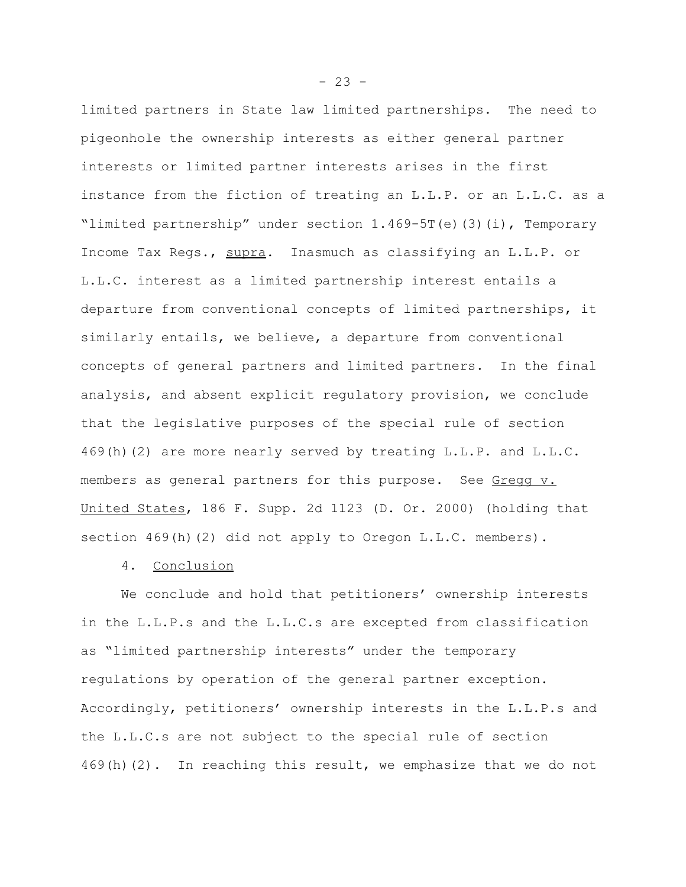limited partners in State law limited partnerships. The need to pigeonhole the ownership interests as either general partner interests or limited partner interests arises in the first instance from the fiction of treating an L.L.P. or an L.L.C. as a "limited partnership" under section 1.469-5T(e)(3)(i), Temporary Income Tax Regs., supra. Inasmuch as classifying an L.L.P. or L.L.C. interest as a limited partnership interest entails a departure from conventional concepts of limited partnerships, it similarly entails, we believe, a departure from conventional concepts of general partners and limited partners. In the final analysis, and absent explicit regulatory provision, we conclude that the legislative purposes of the special rule of section 469(h)(2) are more nearly served by treating L.L.P. and L.L.C. members as general partners for this purpose. See Gregg v. United States, 186 F. Supp. 2d 1123 (D. Or. 2000) (holding that section 469(h)(2) did not apply to Oregon L.L.C. members).

4. Conclusion

We conclude and hold that petitioners' ownership interests in the L.L.P.s and the L.L.C.s are excepted from classification as "limited partnership interests" under the temporary regulations by operation of the general partner exception. Accordingly, petitioners' ownership interests in the L.L.P.s and the L.L.C.s are not subject to the special rule of section 469(h)(2). In reaching this result, we emphasize that we do not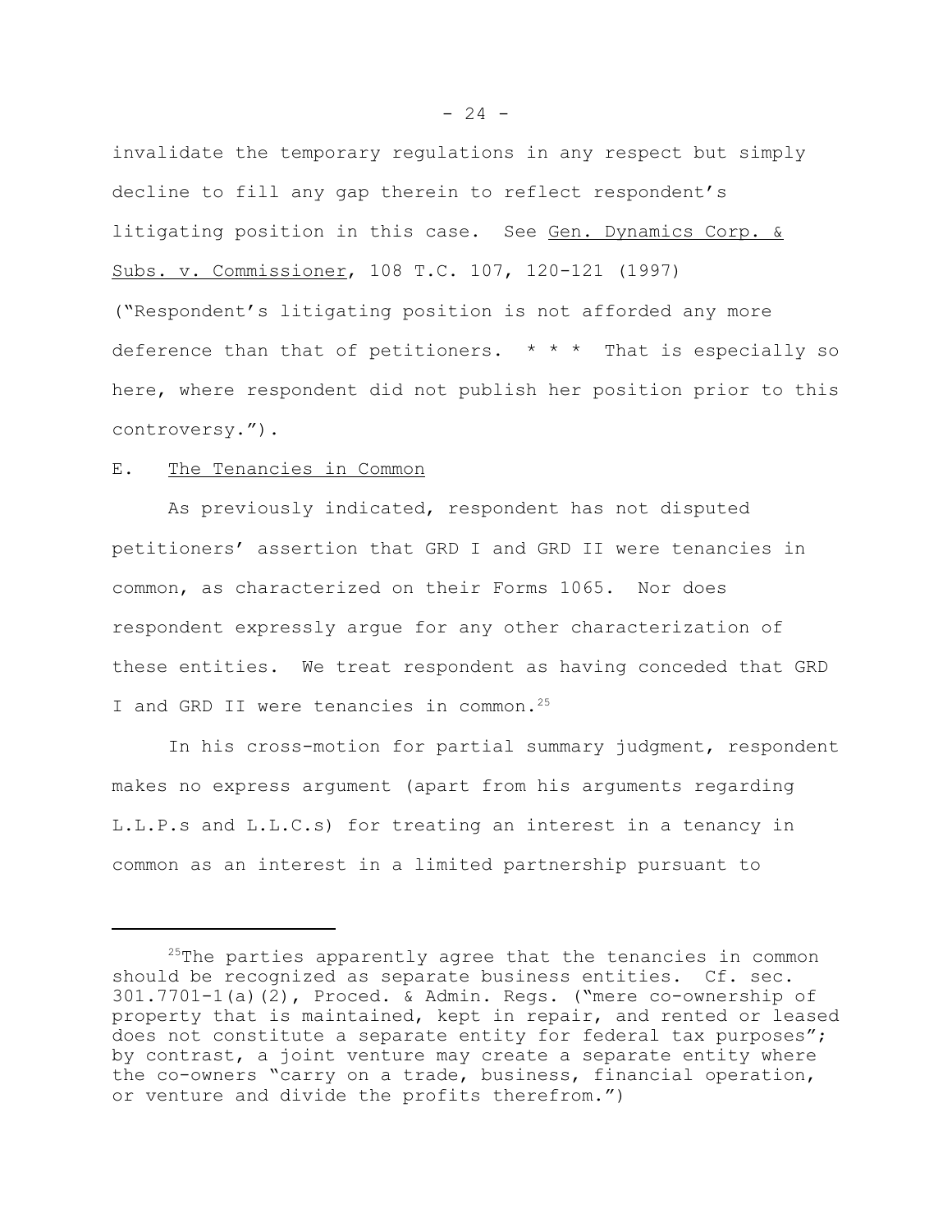invalidate the temporary regulations in any respect but simply decline to fill any gap therein to reflect respondent's litigating position in this case. See Gen. Dynamics Corp. & Subs. v. Commissioner, 108 T.C. 107, 120-121 (1997) ("Respondent's litigating position is not afforded any more deference than that of petitioners. * * * That is especially so here, where respondent did not publish her position prior to this controversy.").

E. The Tenancies in Common

As previously indicated, respondent has not disputed petitioners' assertion that GRD I and GRD II were tenancies in common, as characterized on their Forms 1065. Nor does respondent expressly argue for any other characterization of these entities. We treat respondent as having conceded that GRD I and GRD II were tenancies in common.[25]

In his cross-motion for partial summary judgment, respondent makes no express argument (apart from his arguments regarding L.L.P.s and L.L.C.s) for treating an interest in a tenancy in common as an interest in a limited partnership pursuant to

---

[25]The parties apparently agree that the tenancies in common should be recognized as separate business entities. Cf. sec. 301.7701-1(a)(2), Proced. & Admin. Regs. ("mere co-ownership of property that is maintained, kept in repair, and rented or leased does not constitute a separate entity for federal tax purposes"; by contrast, a joint venture may create a separate entity where the co-owners "carry on a trade, business, financial operation, or venture and divide the profits therefrom.")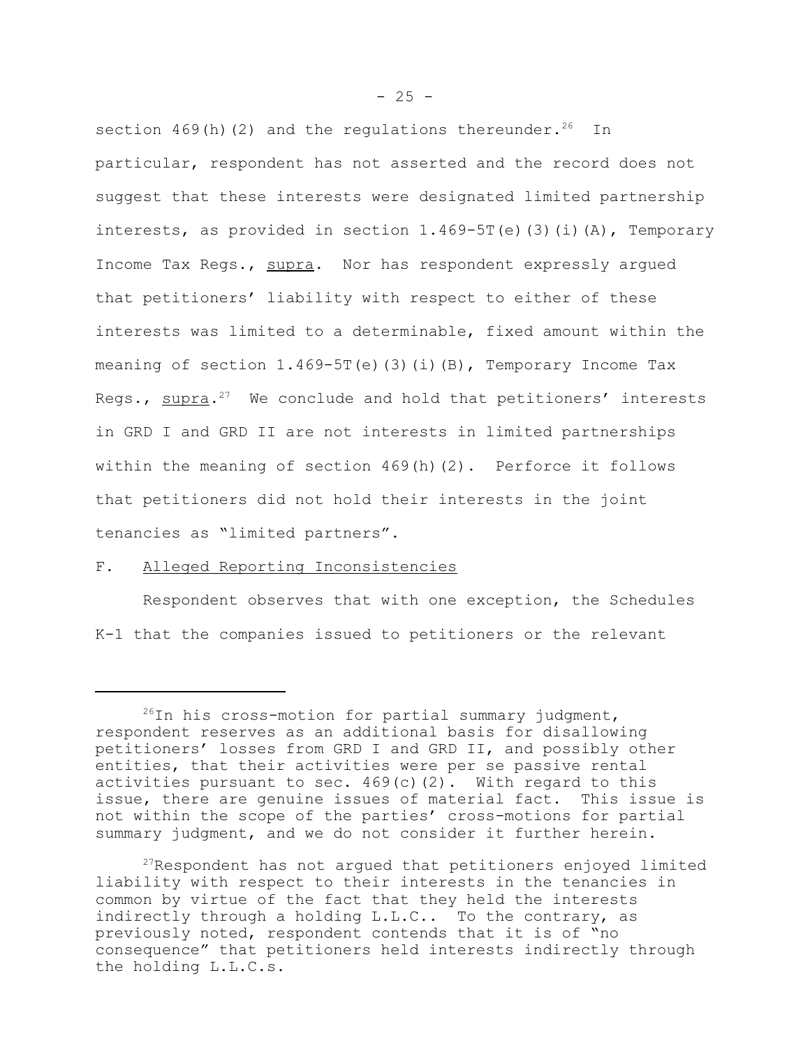section 469(h)(2) and the regulations thereunder.[26] In particular, respondent has not asserted and the record does not suggest that these interests were designated limited partnership interests, as provided in section 1.469-5T(e)(3)(i)(A), Temporary Income Tax Regs., supra. Nor has respondent expressly argued that petitioners' liability with respect to either of these interests was limited to a determinable, fixed amount within the meaning of section 1.469-5T(e)(3)(i)(B), Temporary Income Tax Regs., supra.[27] We conclude and hold that petitioners' interests in GRD I and GRD II are not interests in limited partnerships within the meaning of section 469(h)(2). Perforce it follows that petitioners did not hold their interests in the joint tenancies as "limited partners".

F. Alleged Reporting Inconsistencies

Respondent observes that with one exception, the Schedules K-1 that the companies issued to petitioners or the relevant

---

[26]In his cross-motion for partial summary judgment, respondent reserves as an additional basis for disallowing petitioners' losses from GRD I and GRD II, and possibly other entities, that their activities were per se passive rental activities pursuant to sec. 469(c)(2). With regard to this issue, there are genuine issues of material fact. This issue is not within the scope of the parties' cross-motions for partial summary judgment, and we do not consider it further herein.

[27]Respondent has not argued that petitioners enjoyed limited liability with respect to their interests in the tenancies in common by virtue of the fact that they held the interests indirectly through a holding L.L.C.. To the contrary, as previously noted, respondent contends that it is of "no consequence" that petitioners held interests indirectly through the holding L.L.C.s.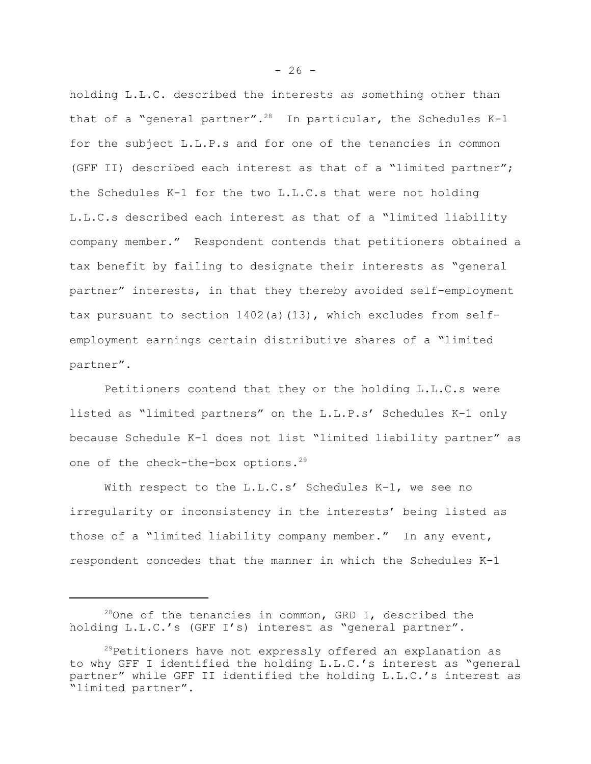holding L.L.C. described the interests as something other than that of a "general partner".[28] In particular, the Schedules K-1 for the subject L.L.P.s and for one of the tenancies in common (GFF II) described each interest as that of a "limited partner"; the Schedules K-1 for the two L.L.C.s that were not holding L.L.C.s described each interest as that of a "limited liability company member." Respondent contends that petitioners obtained a tax benefit by failing to designate their interests as "general partner" interests, in that they thereby avoided self-employment tax pursuant to section 1402(a)(13), which excludes from self-employment earnings certain distributive shares of a "limited partner".

Petitioners contend that they or the holding L.L.C.s were listed as "limited partners" on the L.L.P.s' Schedules K-1 only because Schedule K-1 does not list "limited liability partner" as one of the check-the-box options.[29]

With respect to the L.L.C.s' Schedules K-1, we see no irregularity or inconsistency in the interests' being listed as those of a "limited liability company member." In any event, respondent concedes that the manner in which the Schedules K-1

---

[28] One of the tenancies in common, GRD I, described the holding L.L.C.'s (GFF I's) interest as "general partner".

[29] Petitioners have not expressly offered an explanation as to why GFF I identified the holding L.L.C.'s interest as "general partner" while GFF II identified the holding L.L.C.'s interest as "limited partner".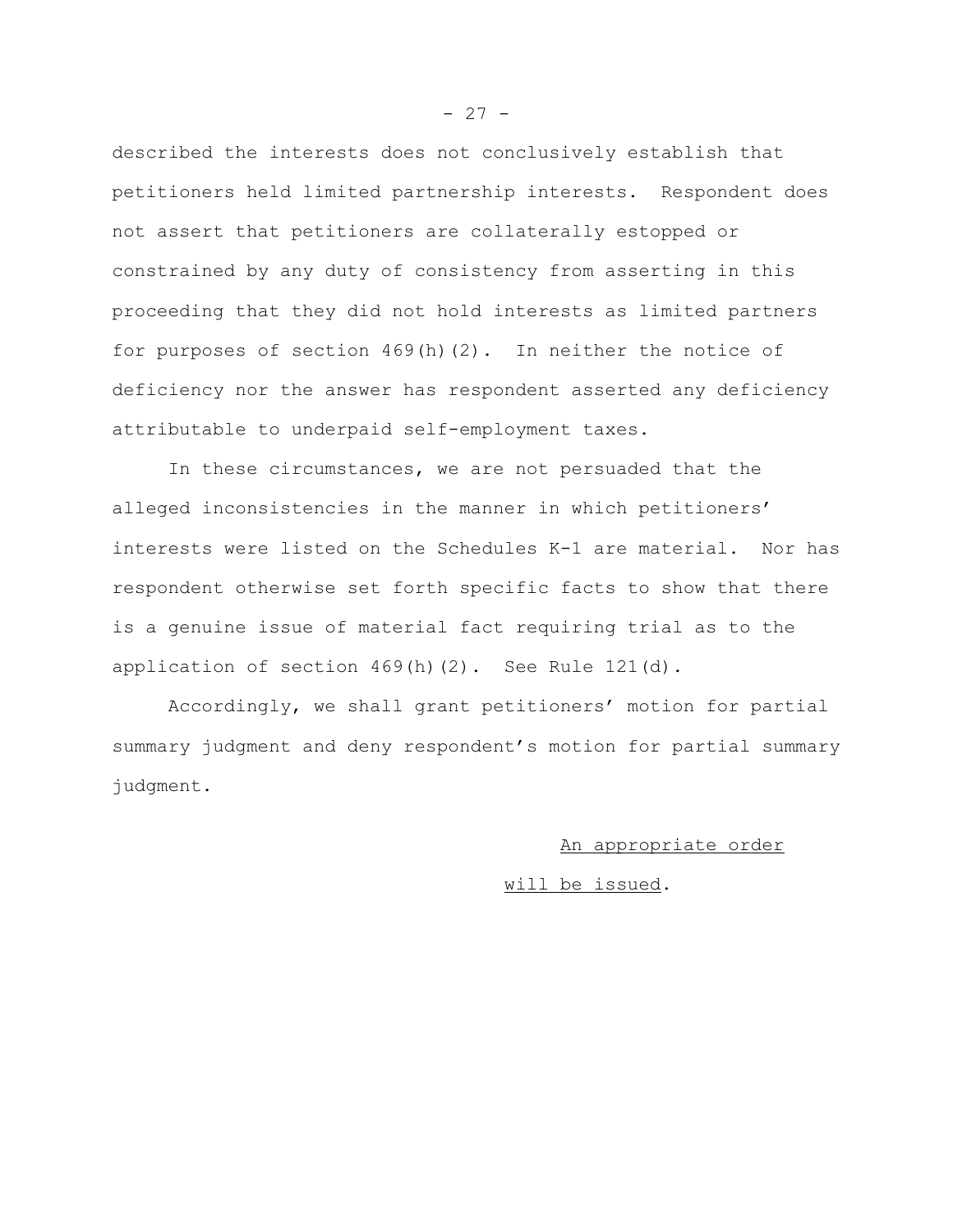described the interests does not conclusively establish that petitioners held limited partnership interests. Respondent does not assert that petitioners are collaterally estopped or constrained by any duty of consistency from asserting in this proceeding that they did not hold interests as limited partners for purposes of section 469(h)(2). In neither the notice of deficiency nor the answer has respondent asserted any deficiency attributable to underpaid self-employment taxes.

In these circumstances, we are not persuaded that the alleged inconsistencies in the manner in which petitioners' interests were listed on the Schedules K-1 are material. Nor has respondent otherwise set forth specific facts to show that there is a genuine issue of material fact requiring trial as to the application of section 469(h)(2). See Rule 121(d).

Accordingly, we shall grant petitioners' motion for partial summary judgment and deny respondent's motion for partial summary judgment.

An appropriate order will be issued.